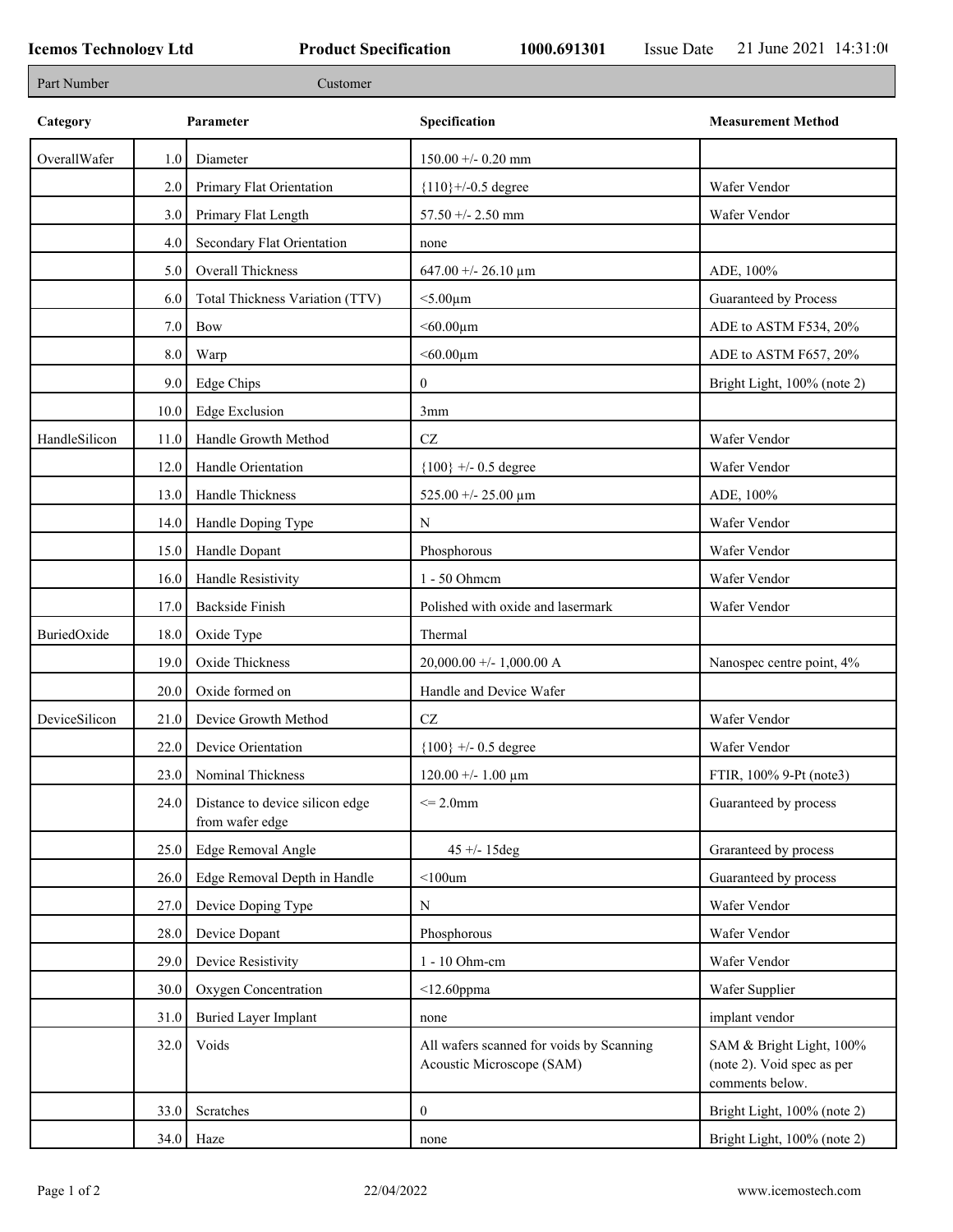**Icemos Technology Ltd** **Product Specification** **1000.691301** Issue Date 21 June 2021 14:31:0(

| Part Number | Customer |
|---|---|

| Category | | Parameter | Specification | Measurement Method |
|---|---|---|---|---|
| OverallWafer | 1.0 | Diameter | 150.00 +/- 0.20 mm | |
| | 2.0 | Primary Flat Orientation | {110}+/-0.5 degree | Wafer Vendor |
| | 3.0 | Primary Flat Length | 57.50 +/- 2.50 mm | Wafer Vendor |
| | 4.0 | Secondary Flat Orientation | none | |
| | 5.0 | Overall Thickness | 647.00 +/- 26.10 µm | ADE, 100% |
| | 6.0 | Total Thickness Variation (TTV) | <5.00µm | Guaranteed by Process |
| | 7.0 | Bow | <60.00µm | ADE to ASTM F534, 20% |
| | 8.0 | Warp | <60.00µm | ADE to ASTM F657, 20% |
| | 9.0 | Edge Chips | 0 | Bright Light, 100% (note 2) |
| | 10.0 | Edge Exclusion | 3mm | |
| HandleSilicon | 11.0 | Handle Growth Method | CZ | Wafer Vendor |
| | 12.0 | Handle Orientation | {100} +/- 0.5 degree | Wafer Vendor |
| | 13.0 | Handle Thickness | 525.00 +/- 25.00 µm | ADE, 100% |
| | 14.0 | Handle Doping Type | N | Wafer Vendor |
| | 15.0 | Handle Dopant | Phosphorous | Wafer Vendor |
| | 16.0 | Handle Resistivity | 1 - 50 Ohmcm | Wafer Vendor |
| | 17.0 | Backside Finish | Polished with oxide and lasermark | Wafer Vendor |
| BuriedOxide | 18.0 | Oxide Type | Thermal | |
| | 19.0 | Oxide Thickness | 20,000.00 +/- 1,000.00 A | Nanospec centre point, 4% |
| | 20.0 | Oxide formed on | Handle and Device Wafer | |
| DeviceSilicon | 21.0 | Device Growth Method | CZ | Wafer Vendor |
| | 22.0 | Device Orientation | {100} +/- 0.5 degree | Wafer Vendor |
| | 23.0 | Nominal Thickness | 120.00 +/- 1.00 µm | FTIR, 100% 9-Pt (note3) |
| | 24.0 | Distance to device silicon edge from wafer edge | <= 2.0mm | Guaranteed by process |
| | 25.0 | Edge Removal Angle | 45 +/- 15deg | Graranteed by process |
| | 26.0 | Edge Removal Depth in Handle | <100um | Guaranteed by process |
| | 27.0 | Device Doping Type | N | Wafer Vendor |
| | 28.0 | Device Dopant | Phosphorous | Wafer Vendor |
| | 29.0 | Device Resistivity | 1 - 10 Ohm-cm | Wafer Vendor |
| | 30.0 | Oxygen Concentration | <12.60ppma | Wafer Supplier |
| | 31.0 | Buried Layer Implant | none | implant vendor |
| | 32.0 | Voids | All wafers scanned for voids by Scanning Acoustic Microscope (SAM) | SAM & Bright Light, 100% (note 2). Void spec as per comments below. |
| | 33.0 | Scratches | 0 | Bright Light, 100% (note 2) |
| | 34.0 | Haze | none | Bright Light, 100% (note 2) |

22/04/2022 www.icemostech.com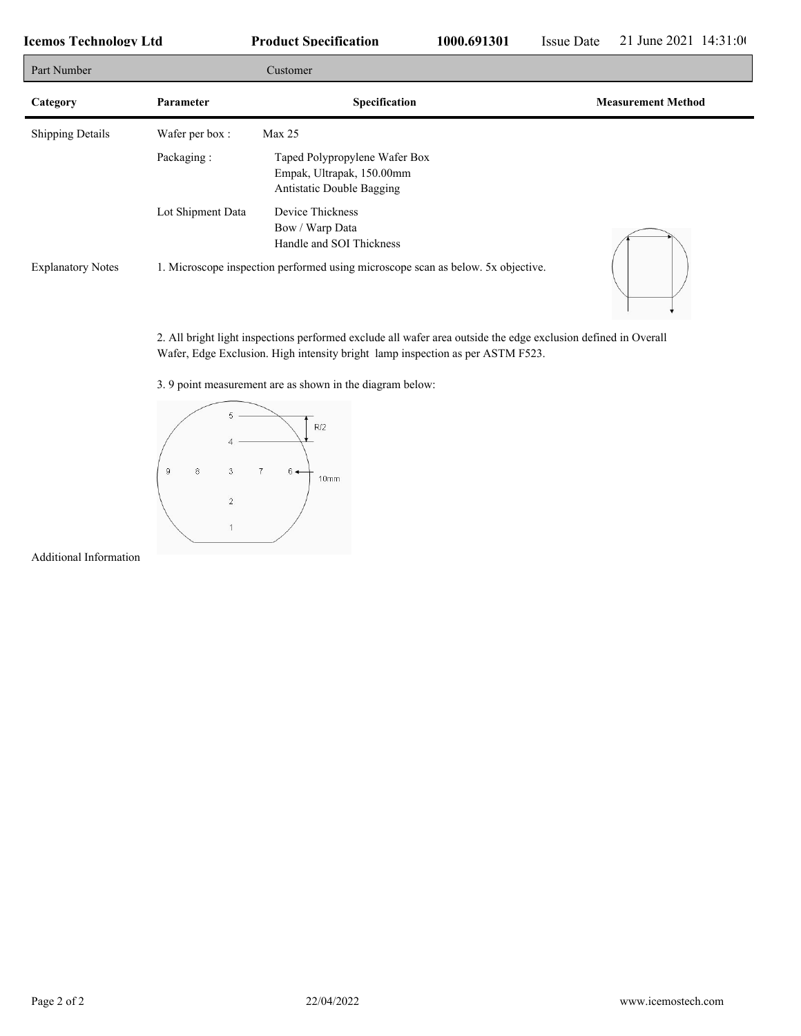| Category | Parameter | Specification | Measurement Method |
|---|---|---|---|
| Shipping Details | Wafer per box : | Max 25 | |
| | Packaging : | Taped Polypropylene Wafer Box<br>Empak, Ultrapak, 150.00mm<br>Antistatic Double Bagging | |
| | Lot Shipment Data | Device Thickness<br>Bow / Warp Data<br>Handle and SOI Thickness | |
| Explanatory Notes | 1. Microscope inspection performed using microscope scan as below. 5x objective. | | |

2. All bright light inspections performed exclude all wafer area outside the edge exclusion defined in Overall Wafer, Edge Exclusion. High intensity bright lamp inspection as per ASTM F523.

3. 9 point measurement are as shown in the diagram below:

5
R/2
4
9 8 3 7 6
10mm
2
1

Additional Information